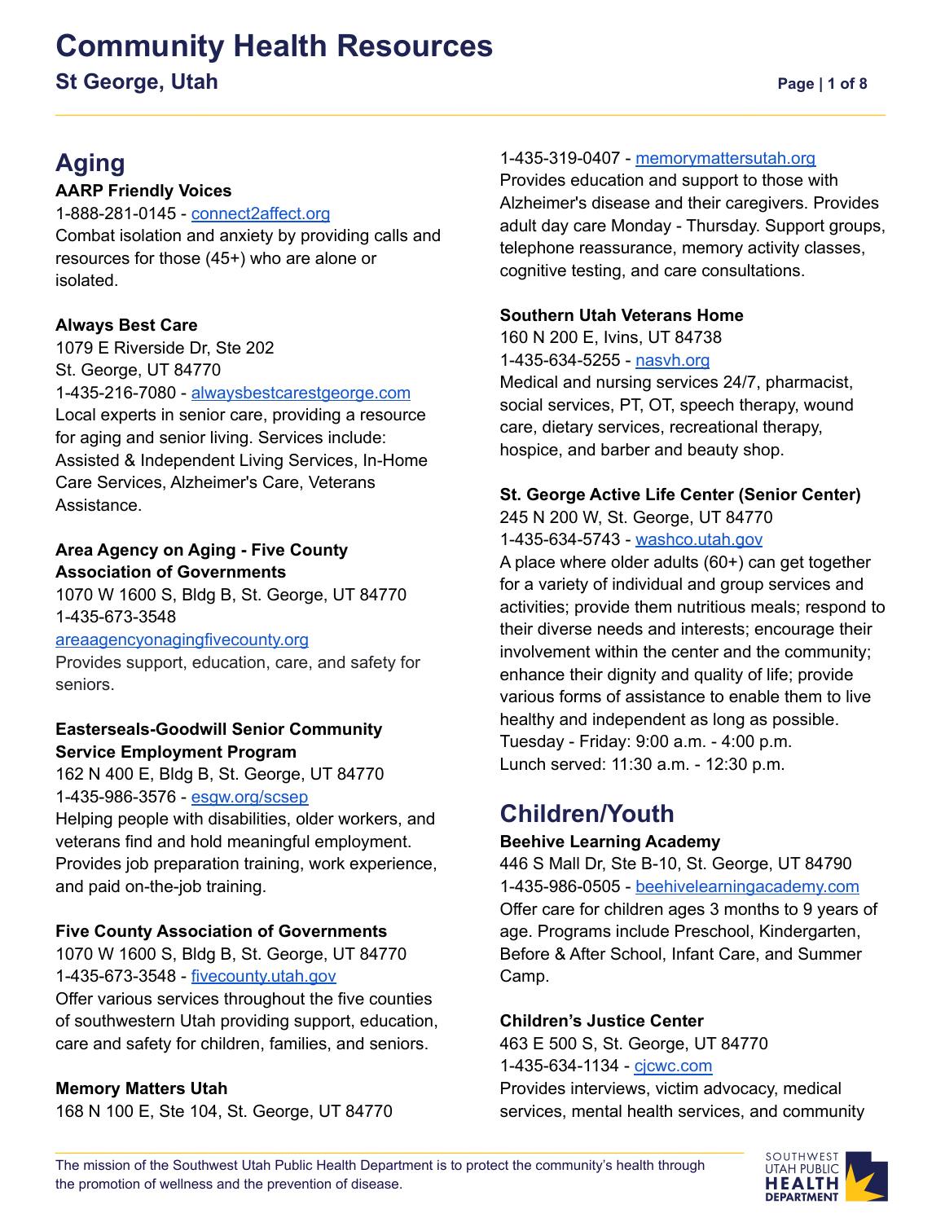# Community Health Resources

## St George, Utah

## Aging

**AARP Friendly Voices**
1-888-281-0145 - connect2affect.org
Combat isolation and anxiety by providing calls and resources for those (45+) who are alone or isolated.

**Always Best Care**
1079 E Riverside Dr, Ste 202
St. George, UT 84770
1-435-216-7080 - alwaysbestcarestgeorge.com
Local experts in senior care, providing a resource for aging and senior living. Services include: Assisted & Independent Living Services, In-Home Care Services, Alzheimer's Care, Veterans Assistance.

**Area Agency on Aging - Five County Association of Governments**
1070 W 1600 S, Bldg B, St. George, UT 84770
1-435-673-3548
areaagencyonagingfivecounty.org
Provides support, education, care, and safety for seniors.

**Easterseals-Goodwill Senior Community Service Employment Program**
162 N 400 E, Bldg B, St. George, UT 84770
1-435-986-3576 - esgw.org/scsep
Helping people with disabilities, older workers, and veterans find and hold meaningful employment. Provides job preparation training, work experience, and paid on-the-job training.

**Five County Association of Governments**
1070 W 1600 S, Bldg B, St. George, UT 84770
1-435-673-3548 - fivecounty.utah.gov
Offer various services throughout the five counties of southwestern Utah providing support, education, care and safety for children, families, and seniors.

**Memory Matters Utah**
168 N 100 E, Ste 104, St. George, UT 84770
1-435-319-0407 - memorymattersutah.org
Provides education and support to those with Alzheimer's disease and their caregivers. Provides adult day care Monday - Thursday. Support groups, telephone reassurance, memory activity classes, cognitive testing, and care consultations.

**Southern Utah Veterans Home**
160 N 200 E, Ivins, UT 84738
1-435-634-5255 - nasvh.org
Medical and nursing services 24/7, pharmacist, social services, PT, OT, speech therapy, wound care, dietary services, recreational therapy, hospice, and barber and beauty shop.

**St. George Active Life Center (Senior Center)**
245 N 200 W, St. George, UT 84770
1-435-634-5743 - washco.utah.gov
A place where older adults (60+) can get together for a variety of individual and group services and activities; provide them nutritious meals; respond to their diverse needs and interests; encourage their involvement within the center and the community; enhance their dignity and quality of life; provide various forms of assistance to enable them to live healthy and independent as long as possible.
Tuesday - Friday: 9:00 a.m. - 4:00 p.m.
Lunch served: 11:30 a.m. - 12:30 p.m.

## Children/Youth

**Beehive Learning Academy**
446 S Mall Dr, Ste B-10, St. George, UT 84790
1-435-986-0505 - beehivelearningacademy.com
Offer care for children ages 3 months to 9 years of age. Programs include Preschool, Kindergarten, Before & After School, Infant Care, and Summer Camp.

**Children's Justice Center**
463 E 500 S, St. George, UT 84770
1-435-634-1134 - cjcwc.com
Provides interviews, victim advocacy, medical services, mental health services, and community

The mission of the Southwest Utah Public Health Department is to protect the community's health through the promotion of wellness and the prevention of disease.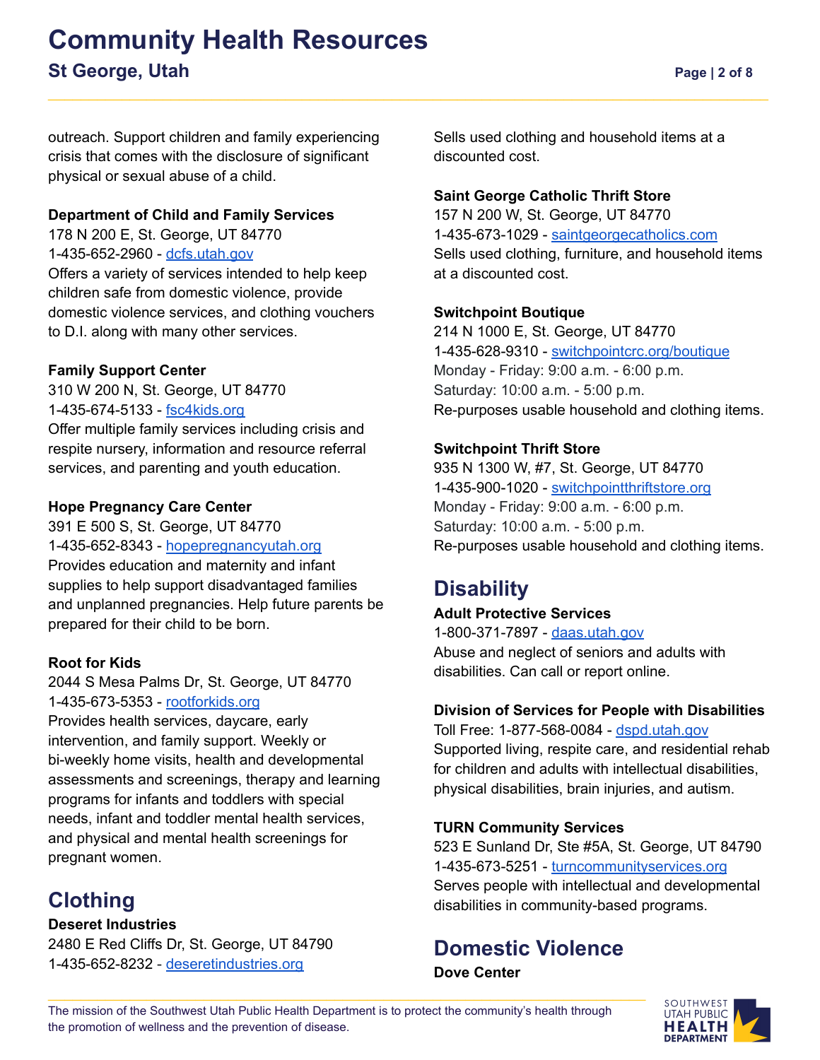outreach. Support children and family experiencing crisis that comes with the disclosure of significant physical or sexual abuse of a child.

**Department of Child and Family Services**
178 N 200 E, St. George, UT 84770
1-435-652-2960 - dcfs.utah.gov
Offers a variety of services intended to help keep children safe from domestic violence, provide domestic violence services, and clothing vouchers to D.I. along with many other services.

**Family Support Center**
310 W 200 N, St. George, UT 84770
1-435-674-5133 - fsc4kids.org
Offer multiple family services including crisis and respite nursery, information and resource referral services, and parenting and youth education.

**Hope Pregnancy Care Center**
391 E 500 S, St. George, UT 84770
1-435-652-8343 - hopepregnancyutah.org
Provides education and maternity and infant supplies to help support disadvantaged families and unplanned pregnancies. Help future parents be prepared for their child to be born.

**Root for Kids**
2044 S Mesa Palms Dr, St. George, UT 84770
1-435-673-5353 - rootforkids.org
Provides health services, daycare, early intervention, and family support. Weekly or bi-weekly home visits, health and developmental assessments and screenings, therapy and learning programs for infants and toddlers with special needs, infant and toddler mental health services, and physical and mental health screenings for pregnant women.

## Clothing

**Deseret Industries**
2480 E Red Cliffs Dr, St. George, UT 84790
1-435-652-8232 - deseretindustries.org
Sells used clothing and household items at a discounted cost.

**Saint George Catholic Thrift Store**
157 N 200 W, St. George, UT 84770
1-435-673-1029 - saintgeorgecatholics.com
Sells used clothing, furniture, and household items at a discounted cost.

**Switchpoint Boutique**
214 N 1000 E, St. George, UT 84770
1-435-628-9310 - switchpointcrc.org/boutique
Monday - Friday: 9:00 a.m. - 6:00 p.m.
Saturday: 10:00 a.m. - 5:00 p.m.
Re-purposes usable household and clothing items.

**Switchpoint Thrift Store**
935 N 1300 W, #7, St. George, UT 84770
1-435-900-1020 - switchpointthriftstore.org
Monday - Friday: 9:00 a.m. - 6:00 p.m.
Saturday: 10:00 a.m. - 5:00 p.m.
Re-purposes usable household and clothing items.

## Disability

**Adult Protective Services**
1-800-371-7897 - daas.utah.gov
Abuse and neglect of seniors and adults with disabilities. Can call or report online.

**Division of Services for People with Disabilities**
Toll Free: 1-877-568-0084 - dspd.utah.gov
Supported living, respite care, and residential rehab for children and adults with intellectual disabilities, physical disabilities, brain injuries, and autism.

**TURN Community Services**
523 E Sunland Dr, Ste #5A, St. George, UT 84790
1-435-673-5251 - turncommunityservices.org
Serves people with intellectual and developmental disabilities in community-based programs.

## Domestic Violence

**Dove Center**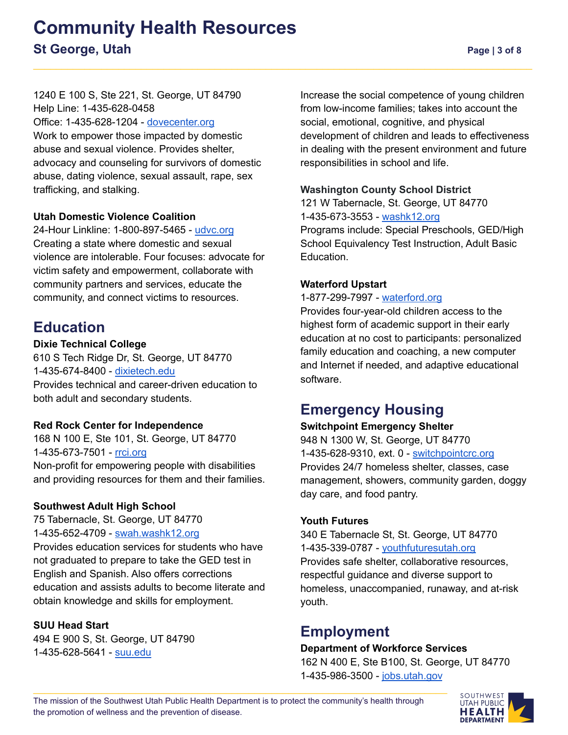1240 E 100 S, Ste 221, St. George, UT 84790
Help Line: 1-435-628-0458
Office: 1-435-628-1204 - dovecenter.org
Work to empower those impacted by domestic abuse and sexual violence. Provides shelter, advocacy and counseling for survivors of domestic abuse, dating violence, sexual assault, rape, sex trafficking, and stalking.

**Utah Domestic Violence Coalition**
24-Hour Linkline: 1-800-897-5465 - udvc.org
Creating a state where domestic and sexual violence are intolerable. Four focuses: advocate for victim safety and empowerment, collaborate with community partners and services, educate the community, and connect victims to resources.

## Education

**Dixie Technical College**
610 S Tech Ridge Dr, St. George, UT 84770
1-435-674-8400 - dixietech.edu
Provides technical and career-driven education to both adult and secondary students.

**Red Rock Center for Independence**
168 N 100 E, Ste 101, St. George, UT 84770
1-435-673-7501 - rrci.org
Non-profit for empowering people with disabilities and providing resources for them and their families.

**Southwest Adult High School**
75 Tabernacle, St. George, UT 84770
1-435-652-4709 - swah.washk12.org
Provides education services for students who have not graduated to prepare to take the GED test in English and Spanish. Also offers corrections education and assists adults to become literate and obtain knowledge and skills for employment.

**SUU Head Start**
494 E 900 S, St. George, UT 84790
1-435-628-5641 - suu.edu
Increase the social competence of young children from low-income families; takes into account the social, emotional, cognitive, and physical development of children and leads to effectiveness in dealing with the present environment and future responsibilities in school and life.

**Washington County School District**
121 W Tabernacle, St. George, UT 84770
1-435-673-3553 - washk12.org
Programs include: Special Preschools, GED/High School Equivalency Test Instruction, Adult Basic Education.

**Waterford Upstart**
1-877-299-7997 - waterford.org
Provides four-year-old children access to the highest form of academic support in their early education at no cost to participants: personalized family education and coaching, a new computer and Internet if needed, and adaptive educational software.

## Emergency Housing

**Switchpoint Emergency Shelter**
948 N 1300 W, St. George, UT 84770
1-435-628-9310, ext. 0 - switchpointcrc.org
Provides 24/7 homeless shelter, classes, case management, showers, community garden, doggy day care, and food pantry.

**Youth Futures**
340 E Tabernacle St, St. George, UT 84770
1-435-339-0787 - youthfuturesutah.org
Provides safe shelter, collaborative resources, respectful guidance and diverse support to homeless, unaccompanied, runaway, and at-risk youth.

## Employment

**Department of Workforce Services**
162 N 400 E, Ste B100, St. George, UT 84770
1-435-986-3500 - jobs.utah.gov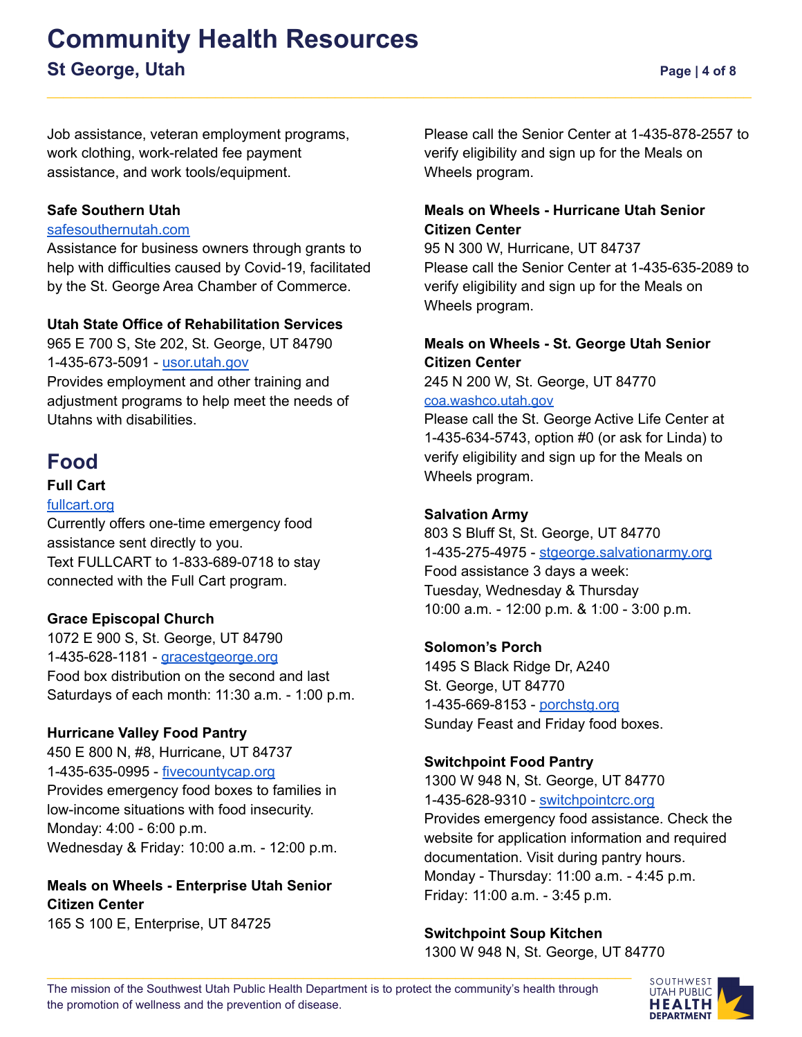Job assistance, veteran employment programs, work clothing, work-related fee payment assistance, and work tools/equipment.

**Safe Southern Utah**
safesouthernutah.com
Assistance for business owners through grants to help with difficulties caused by Covid-19, facilitated by the St. George Area Chamber of Commerce.

**Utah State Office of Rehabilitation Services**
965 E 700 S, Ste 202, St. George, UT 84790
1-435-673-5091 - usor.utah.gov
Provides employment and other training and adjustment programs to help meet the needs of Utahns with disabilities.

## Food

**Full Cart**
fullcart.org
Currently offers one-time emergency food assistance sent directly to you.
Text FULLCART to 1-833-689-0718 to stay connected with the Full Cart program.

**Grace Episcopal Church**
1072 E 900 S, St. George, UT 84790
1-435-628-1181 - gracestgeorge.org
Food box distribution on the second and last Saturdays of each month: 11:30 a.m. - 1:00 p.m.

**Hurricane Valley Food Pantry**
450 E 800 N, #8, Hurricane, UT 84737
1-435-635-0995 - fivecountycap.org
Provides emergency food boxes to families in low-income situations with food insecurity.
Monday: 4:00 - 6:00 p.m.
Wednesday & Friday: 10:00 a.m. - 12:00 p.m.

**Meals on Wheels - Enterprise Utah Senior Citizen Center**
165 S 100 E, Enterprise, UT 84725
Please call the Senior Center at 1-435-878-2557 to verify eligibility and sign up for the Meals on Wheels program.

**Meals on Wheels - Hurricane Utah Senior Citizen Center**
95 N 300 W, Hurricane, UT 84737
Please call the Senior Center at 1-435-635-2089 to verify eligibility and sign up for the Meals on Wheels program.

**Meals on Wheels - St. George Utah Senior Citizen Center**
245 N 200 W, St. George, UT 84770
coa.washco.utah.gov
Please call the St. George Active Life Center at 1-435-634-5743, option #0 (or ask for Linda) to verify eligibility and sign up for the Meals on Wheels program.

**Salvation Army**
803 S Bluff St, St. George, UT 84770
1-435-275-4975 - stgeorge.salvationarmy.org
Food assistance 3 days a week:
Tuesday, Wednesday & Thursday
10:00 a.m. - 12:00 p.m. & 1:00 - 3:00 p.m.

**Solomon's Porch**
1495 S Black Ridge Dr, A240
St. George, UT 84770
1-435-669-8153 - porchstg.org
Sunday Feast and Friday food boxes.

**Switchpoint Food Pantry**
1300 W 948 N, St. George, UT 84770
1-435-628-9310 - switchpointcrc.org
Provides emergency food assistance. Check the website for application information and required documentation. Visit during pantry hours.
Monday - Thursday: 11:00 a.m. - 4:45 p.m.
Friday: 11:00 a.m. - 3:45 p.m.

**Switchpoint Soup Kitchen**
1300 W 948 N, St. George, UT 84770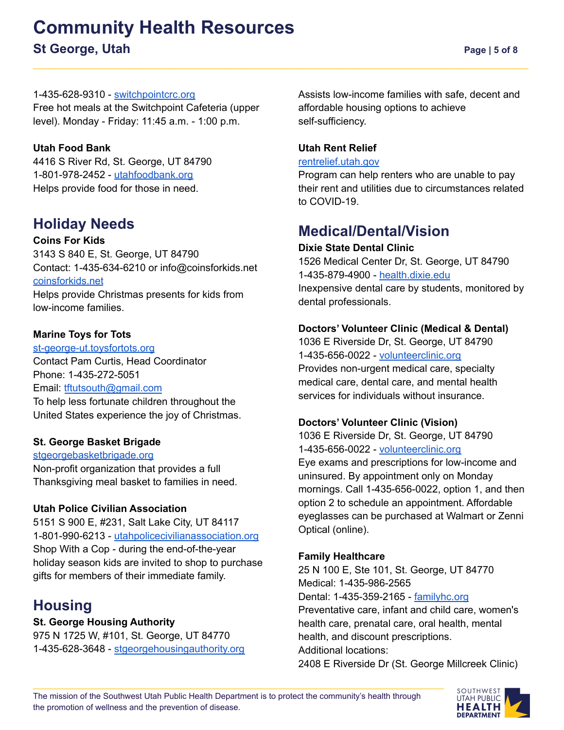1-435-628-9310 - switchpointcrc.org
Free hot meals at the Switchpoint Cafeteria (upper level). Monday - Friday: 11:45 a.m. - 1:00 p.m.

**Utah Food Bank**
4416 S River Rd, St. George, UT 84790
1-801-978-2452 - utahfoodbank.org
Helps provide food for those in need.

## Holiday Needs

**Coins For Kids**
3143 S 840 E, St. George, UT 84790
Contact: 1-435-634-6210 or info@coinsforkids.net
coinsforkids.net
Helps provide Christmas presents for kids from low-income families.

**Marine Toys for Tots**
st-george-ut.toysfortots.org
Contact Pam Curtis, Head Coordinator
Phone: 1-435-272-5051
Email: tftutsouth@gmail.com
To help less fortunate children throughout the United States experience the joy of Christmas.

**St. George Basket Brigade**
stgeorgebasketbrigade.org
Non-profit organization that provides a full Thanksgiving meal basket to families in need.

**Utah Police Civilian Association**
5151 S 900 E, #231, Salt Lake City, UT 84117
1-801-990-6213 - utahpolicecivilianassociation.org
Shop With a Cop - during the end-of-the-year holiday season kids are invited to shop to purchase gifts for members of their immediate family.

## Housing

**St. George Housing Authority**
975 N 1725 W, #101, St. George, UT 84770
1-435-628-3648 - stgeorgehousingauthority.org
Assists low-income families with safe, decent and affordable housing options to achieve self-sufficiency.

**Utah Rent Relief**
rentrelief.utah.gov
Program can help renters who are unable to pay their rent and utilities due to circumstances related to COVID-19.

## Medical/Dental/Vision

**Dixie State Dental Clinic**
1526 Medical Center Dr, St. George, UT 84790
1-435-879-4900 - health.dixie.edu
Inexpensive dental care by students, monitored by dental professionals.

**Doctors' Volunteer Clinic (Medical & Dental)**
1036 E Riverside Dr, St. George, UT 84790
1-435-656-0022 - volunteerclinic.org
Provides non-urgent medical care, specialty medical care, dental care, and mental health services for individuals without insurance.

**Doctors' Volunteer Clinic (Vision)**
1036 E Riverside Dr, St. George, UT 84790
1-435-656-0022 - volunteerclinic.org
Eye exams and prescriptions for low-income and uninsured. By appointment only on Monday mornings. Call 1-435-656-0022, option 1, and then option 2 to schedule an appointment. Affordable eyeglasses can be purchased at Walmart or Zenni Optical (online).

**Family Healthcare**
25 N 100 E, Ste 101, St. George, UT 84770
Medical: 1-435-986-2565
Dental: 1-435-359-2165 - familyhc.org
Preventative care, infant and child care, women's health care, prenatal care, oral health, mental health, and discount prescriptions.
Additional locations:
2408 E Riverside Dr (St. George Millcreek Clinic)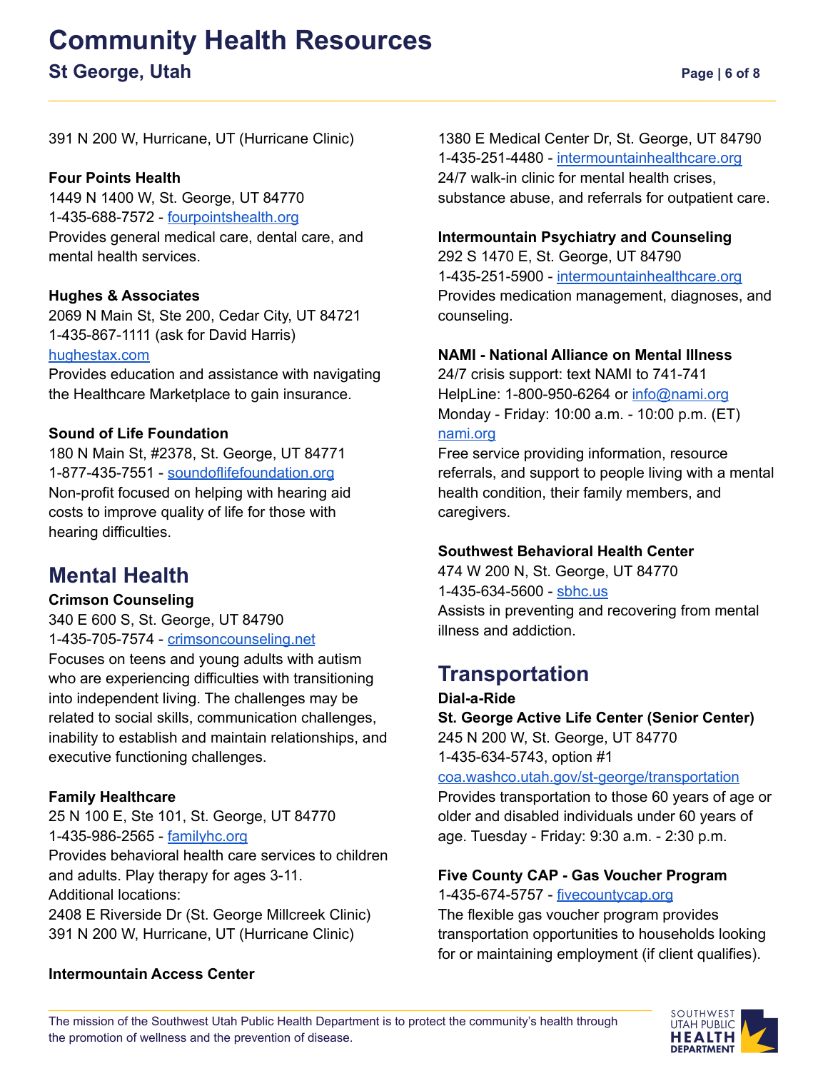391 N 200 W, Hurricane, UT (Hurricane Clinic)

**Four Points Health**
1449 N 1400 W, St. George, UT 84770
1-435-688-7572 - fourpointshealth.org
Provides general medical care, dental care, and mental health services.

**Hughes & Associates**
2069 N Main St, Ste 200, Cedar City, UT 84721
1-435-867-1111 (ask for David Harris)
hughestax.com
Provides education and assistance with navigating the Healthcare Marketplace to gain insurance.

**Sound of Life Foundation**
180 N Main St, #2378, St. George, UT 84771
1-877-435-7551 - soundoflifefoundation.org
Non-profit focused on helping with hearing aid costs to improve quality of life for those with hearing difficulties.

## Mental Health

**Crimson Counseling**
340 E 600 S, St. George, UT 84790
1-435-705-7574 - crimsoncounseling.net
Focuses on teens and young adults with autism who are experiencing difficulties with transitioning into independent living. The challenges may be related to social skills, communication challenges, inability to establish and maintain relationships, and executive functioning challenges.

**Family Healthcare**
25 N 100 E, Ste 101, St. George, UT 84770
1-435-986-2565 - familyhc.org
Provides behavioral health care services to children and adults. Play therapy for ages 3-11.
Additional locations:
2408 E Riverside Dr (St. George Millcreek Clinic)
391 N 200 W, Hurricane, UT (Hurricane Clinic)

**Intermountain Access Center**
1380 E Medical Center Dr, St. George, UT 84790
1-435-251-4480 - intermountainhealthcare.org
24/7 walk-in clinic for mental health crises, substance abuse, and referrals for outpatient care.

**Intermountain Psychiatry and Counseling**
292 S 1470 E, St. George, UT 84790
1-435-251-5900 - intermountainhealthcare.org
Provides medication management, diagnoses, and counseling.

**NAMI - National Alliance on Mental Illness**
24/7 crisis support: text NAMI to 741-741
HelpLine: 1-800-950-6264 or info@nami.org
Monday - Friday: 10:00 a.m. - 10:00 p.m. (ET)
nami.org
Free service providing information, resource referrals, and support to people living with a mental health condition, their family members, and caregivers.

**Southwest Behavioral Health Center**
474 W 200 N, St. George, UT 84770
1-435-634-5600 - sbhc.us
Assists in preventing and recovering from mental illness and addiction.

## Transportation

**Dial-a-Ride**
**St. George Active Life Center (Senior Center)**
245 N 200 W, St. George, UT 84770
1-435-634-5743, option #1
coa.washco.utah.gov/st-george/transportation
Provides transportation to those 60 years of age or older and disabled individuals under 60 years of age. Tuesday - Friday: 9:30 a.m. - 2:30 p.m.

**Five County CAP - Gas Voucher Program**
1-435-674-5757 - fivecountycap.org
The flexible gas voucher program provides transportation opportunities to households looking for or maintaining employment (if client qualifies).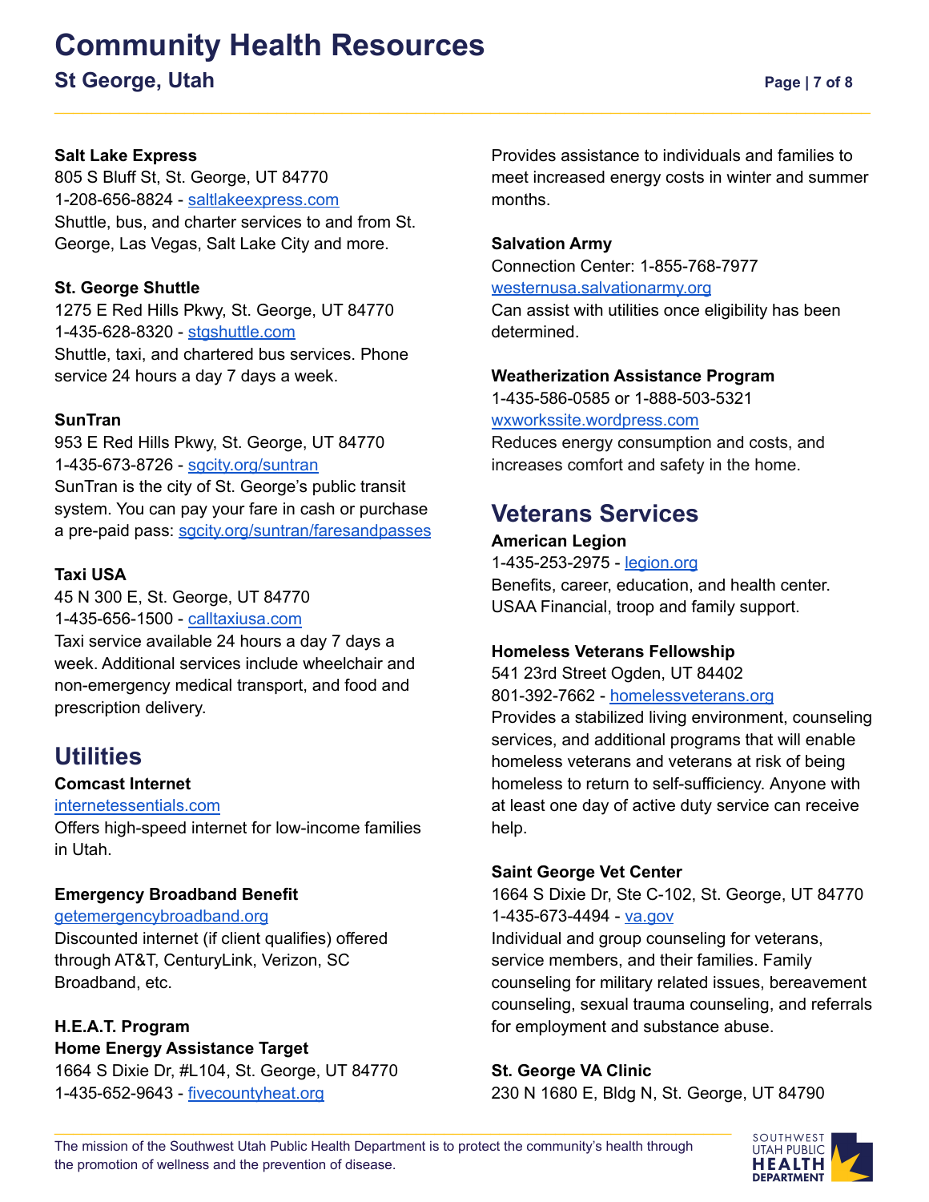**Salt Lake Express**
805 S Bluff St, St. George, UT 84770
1-208-656-8824 - saltlakeexpress.com
Shuttle, bus, and charter services to and from St. George, Las Vegas, Salt Lake City and more.

**St. George Shuttle**
1275 E Red Hills Pkwy, St. George, UT 84770
1-435-628-8320 - stgshuttle.com
Shuttle, taxi, and chartered bus services. Phone service 24 hours a day 7 days a week.

**SunTran**
953 E Red Hills Pkwy, St. George, UT 84770
1-435-673-8726 - sgcity.org/suntran
SunTran is the city of St. George's public transit system. You can pay your fare in cash or purchase a pre-paid pass: sgcity.org/suntran/faresandpasses

**Taxi USA**
45 N 300 E, St. George, UT 84770
1-435-656-1500 - calltaxiusa.com
Taxi service available 24 hours a day 7 days a week. Additional services include wheelchair and non-emergency medical transport, and food and prescription delivery.

## Utilities

**Comcast Internet**
internetessentials.com
Offers high-speed internet for low-income families in Utah.

**Emergency Broadband Benefit**
getemergencybroadband.org
Discounted internet (if client qualifies) offered through AT&T, CenturyLink, Verizon, SC Broadband, etc.

**H.E.A.T. Program**
**Home Energy Assistance Target**
1664 S Dixie Dr, #L104, St. George, UT 84770
1-435-652-9643 - fivecountyheat.org
Provides assistance to individuals and families to meet increased energy costs in winter and summer months.

**Salvation Army**
Connection Center: 1-855-768-7977
westernusa.salvationarmy.org
Can assist with utilities once eligibility has been determined.

**Weatherization Assistance Program**
1-435-586-0585 or 1-888-503-5321
wxworksite.wordpress.com
Reduces energy consumption and costs, and increases comfort and safety in the home.

## Veterans Services

**American Legion**
1-435-253-2975 - legion.org
Benefits, career, education, and health center. USAA Financial, troop and family support.

**Homeless Veterans Fellowship**
541 23rd Street Ogden, UT 84402
801-392-7662 - homelessveterans.org
Provides a stabilized living environment, counseling services, and additional programs that will enable homeless veterans and veterans at risk of being homeless to return to self-sufficiency. Anyone with at least one day of active duty service can receive help.

**Saint George Vet Center**
1664 S Dixie Dr, Ste C-102, St. George, UT 84770
1-435-673-4494 - va.gov
Individual and group counseling for veterans, service members, and their families. Family counseling for military related issues, bereavement counseling, sexual trauma counseling, and referrals for employment and substance abuse.

**St. George VA Clinic**
230 N 1680 E, Bldg N, St. George, UT 84790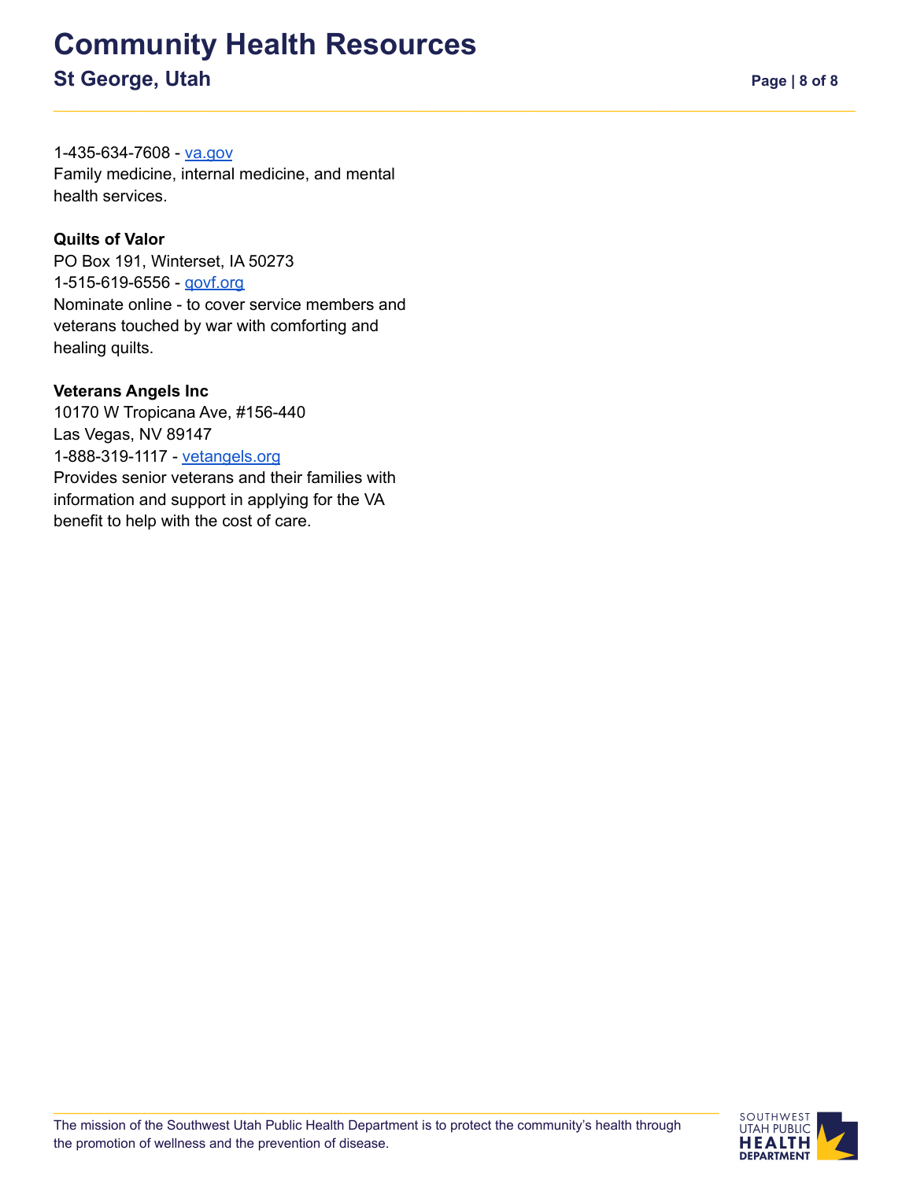1-435-634-7608 - va.gov
Family medicine, internal medicine, and mental health services.

**Quilts of Valor**
PO Box 191, Winterset, IA 50273
1-515-619-6556 - qovf.org
Nominate online - to cover service members and veterans touched by war with comforting and healing quilts.

**Veterans Angels Inc**
10170 W Tropicana Ave, #156-440
Las Vegas, NV 89147
1-888-319-1117 - vetangels.org
Provides senior veterans and their families with information and support in applying for the VA benefit to help with the cost of care.